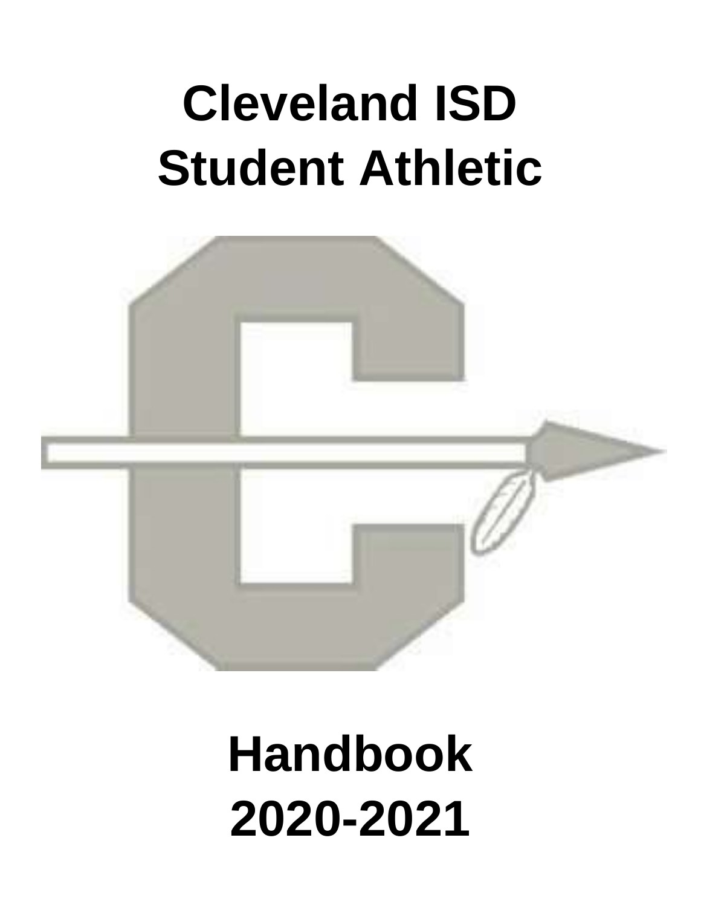# Cleveland ISD Student Athletic

# Handbook 2020-2021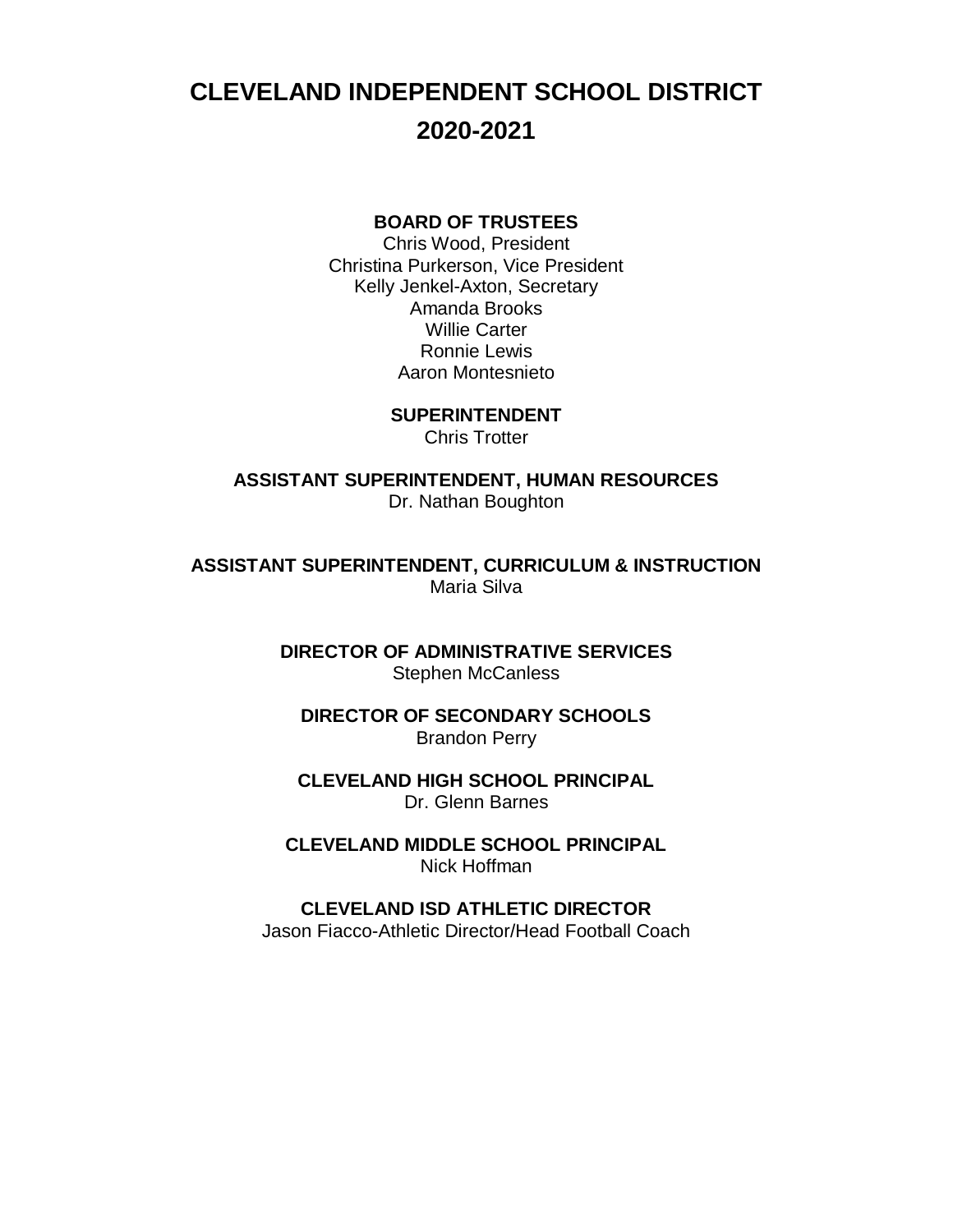# CLEVELAND INDEPENDENT SCHOOL DISTRICT
# 2020-2021

**BOARD OF TRUSTEES**

Chris Wood, President
Christina Purkerson, Vice President
Kelly Jenkel-Axton, Secretary
Amanda Brooks
Willie Carter
Ronnie Lewis
Aaron Montesnieto

**SUPERINTENDENT**

Chris Trotter

**ASSISTANT SUPERINTENDENT, HUMAN RESOURCES**

Dr. Nathan Boughton

**ASSISTANT SUPERINTENDENT, CURRICULUM & INSTRUCTION**

Maria Silva

**DIRECTOR OF ADMINISTRATIVE SERVICES**

Stephen McCanless

**DIRECTOR OF SECONDARY SCHOOLS**

Brandon Perry

**CLEVELAND HIGH SCHOOL PRINCIPAL**

Dr. Glenn Barnes

**CLEVELAND MIDDLE SCHOOL PRINCIPAL**

Nick Hoffman

**CLEVELAND ISD ATHLETIC DIRECTOR**

Jason Fiacco-Athletic Director/Head Football Coach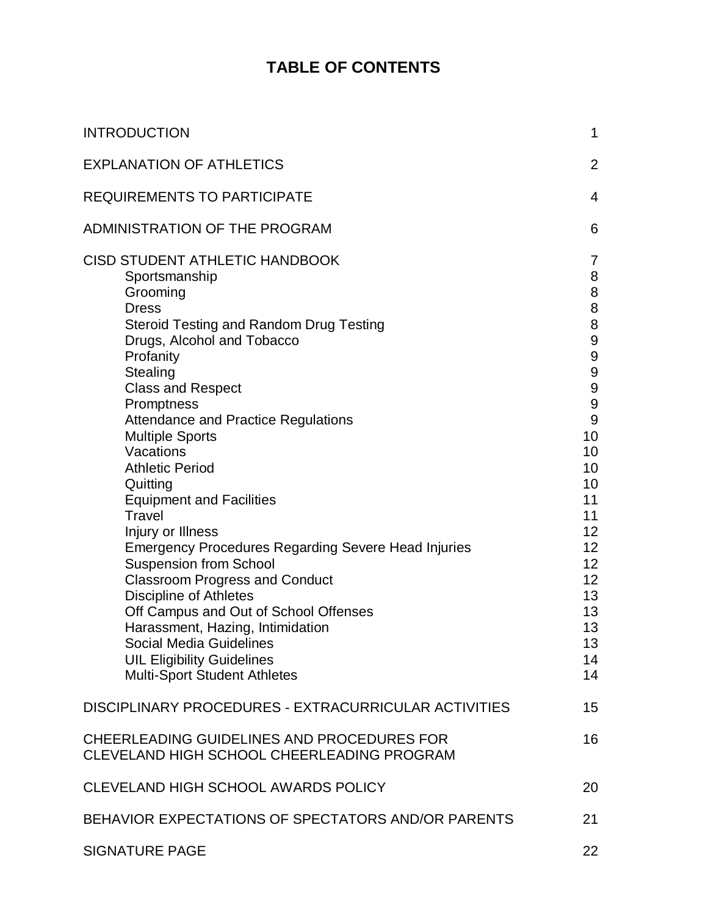# TABLE OF CONTENTS

| | |
|---|---|
| INTRODUCTION | 1 |
| EXPLANATION OF ATHLETICS | 2 |
| REQUIREMENTS TO PARTICIPATE | 4 |
| ADMINISTRATION OF THE PROGRAM | 6 |
| CISD STUDENT ATHLETIC HANDBOOK | 7 |
| Sportsmanship | 8 |
| Grooming | 8 |
| Dress | 8 |
| Steroid Testing and Random Drug Testing | 8 |
| Drugs, Alcohol and Tobacco | 9 |
| Profanity | 9 |
| Stealing | 9 |
| Class and Respect | 9 |
| Promptness | 9 |
| Attendance and Practice Regulations | 9 |
| Multiple Sports | 10 |
| Vacations | 10 |
| Athletic Period | 10 |
| Quitting | 10 |
| Equipment and Facilities | 11 |
| Travel | 11 |
| Injury or Illness | 12 |
| Emergency Procedures Regarding Severe Head Injuries | 12 |
| Suspension from School | 12 |
| Classroom Progress and Conduct | 12 |
| Discipline of Athletes | 13 |
| Off Campus and Out of School Offenses | 13 |
| Harassment, Hazing, Intimidation | 13 |
| Social Media Guidelines | 13 |
| UIL Eligibility Guidelines | 14 |
| Multi-Sport Student Athletes | 14 |
| DISCIPLINARY PROCEDURES - EXTRACURRICULAR ACTIVITIES | 15 |
| CHEERLEADING GUIDELINES AND PROCEDURES FOR CLEVELAND HIGH SCHOOL CHEERLEADING PROGRAM | 16 |
| CLEVELAND HIGH SCHOOL AWARDS POLICY | 20 |
| BEHAVIOR EXPECTATIONS OF SPECTATORS AND/OR PARENTS | 21 |
| SIGNATURE PAGE | 22 |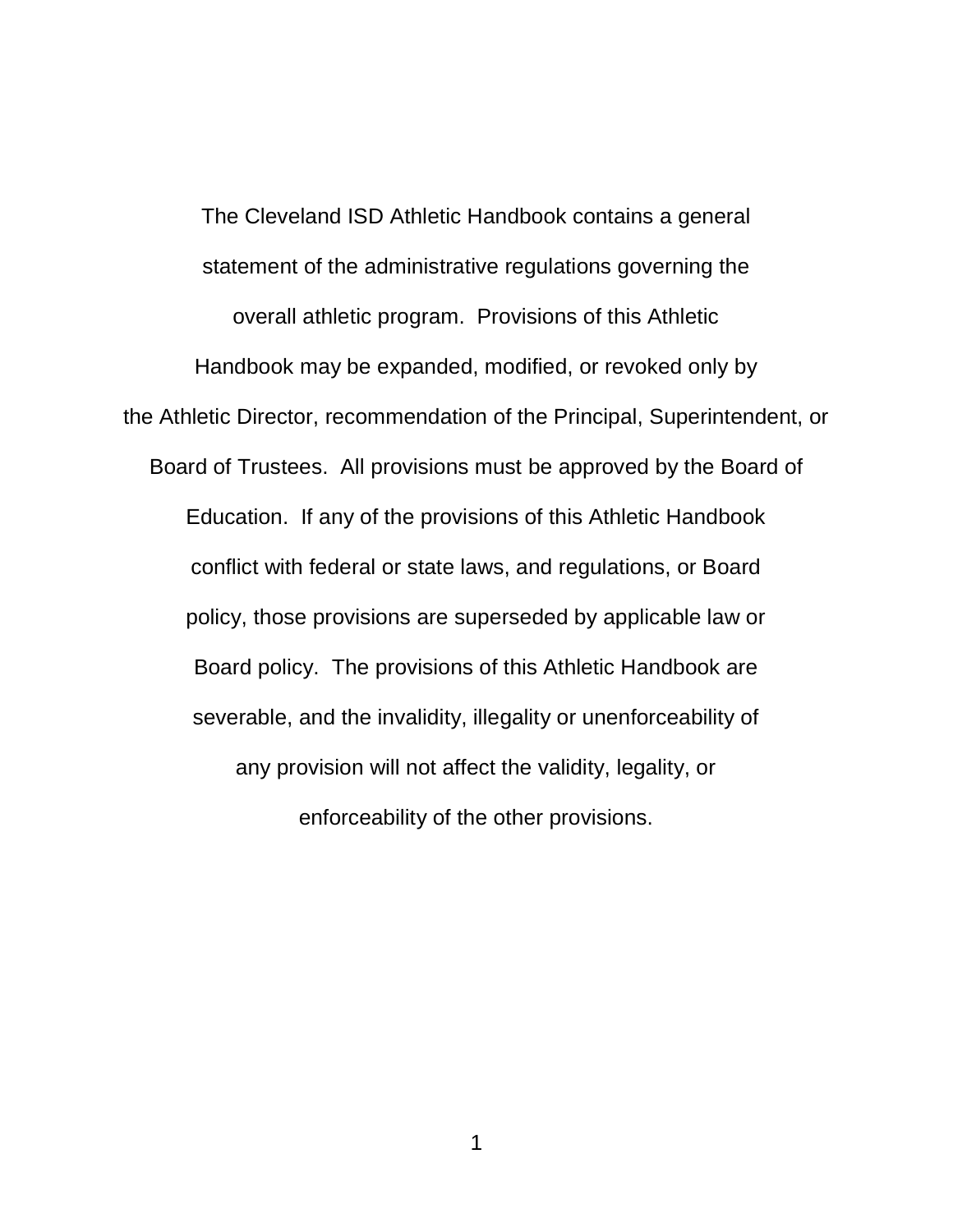The Cleveland ISD Athletic Handbook contains a general statement of the administrative regulations governing the overall athletic program. Provisions of this Athletic Handbook may be expanded, modified, or revoked only by the Athletic Director, recommendation of the Principal, Superintendent, or Board of Trustees. All provisions must be approved by the Board of Education. If any of the provisions of this Athletic Handbook conflict with federal or state laws, and regulations, or Board policy, those provisions are superseded by applicable law or Board policy. The provisions of this Athletic Handbook are severable, and the invalidity, illegality or unenforceability of any provision will not affect the validity, legality, or enforceability of the other provisions.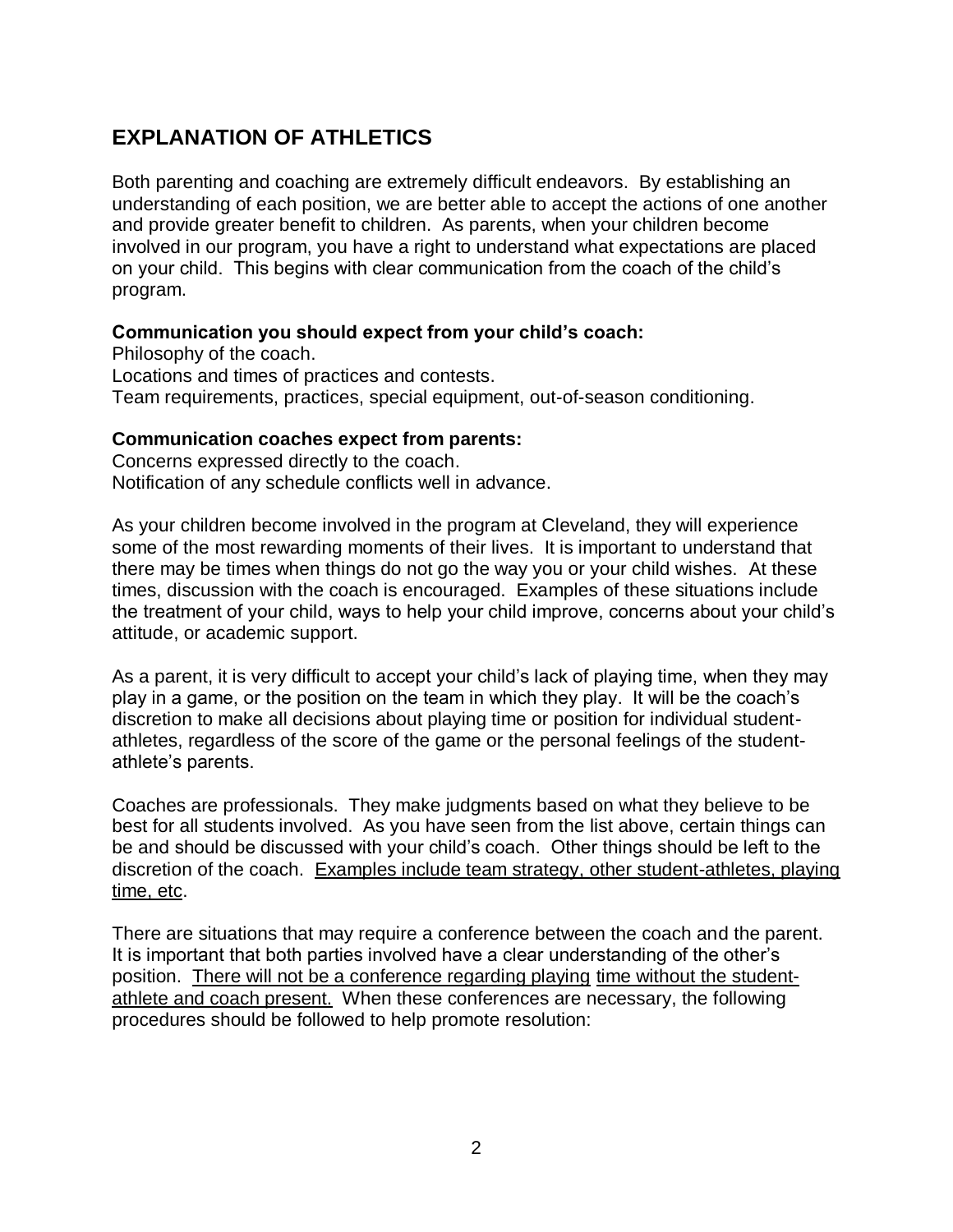## EXPLANATION OF ATHLETICS

Both parenting and coaching are extremely difficult endeavors. By establishing an understanding of each position, we are better able to accept the actions of one another and provide greater benefit to children. As parents, when your children become involved in our program, you have a right to understand what expectations are placed on your child. This begins with clear communication from the coach of the child's program.

**Communication you should expect from your child's coach:**

Philosophy of the coach.
Locations and times of practices and contests.
Team requirements, practices, special equipment, out-of-season conditioning.

**Communication coaches expect from parents:**

Concerns expressed directly to the coach.
Notification of any schedule conflicts well in advance.

As your children become involved in the program at Cleveland, they will experience some of the most rewarding moments of their lives. It is important to understand that there may be times when things do not go the way you or your child wishes. At these times, discussion with the coach is encouraged. Examples of these situations include the treatment of your child, ways to help your child improve, concerns about your child's attitude, or academic support.

As a parent, it is very difficult to accept your child's lack of playing time, when they may play in a game, or the position on the team in which they play. It will be the coach's discretion to make all decisions about playing time or position for individual student-athletes, regardless of the score of the game or the personal feelings of the student-athlete's parents.

Coaches are professionals. They make judgments based on what they believe to be best for all students involved. As you have seen from the list above, certain things can be and should be discussed with your child's coach. Other things should be left to the discretion of the coach. <u>Examples include team strategy, other student-athletes, playing time, etc</u>.

There are situations that may require a conference between the coach and the parent. It is important that both parties involved have a clear understanding of the other's position. <u>There will not be a conference regarding playing time without the student-athlete and coach present.</u> When these conferences are necessary, the following procedures should be followed to help promote resolution: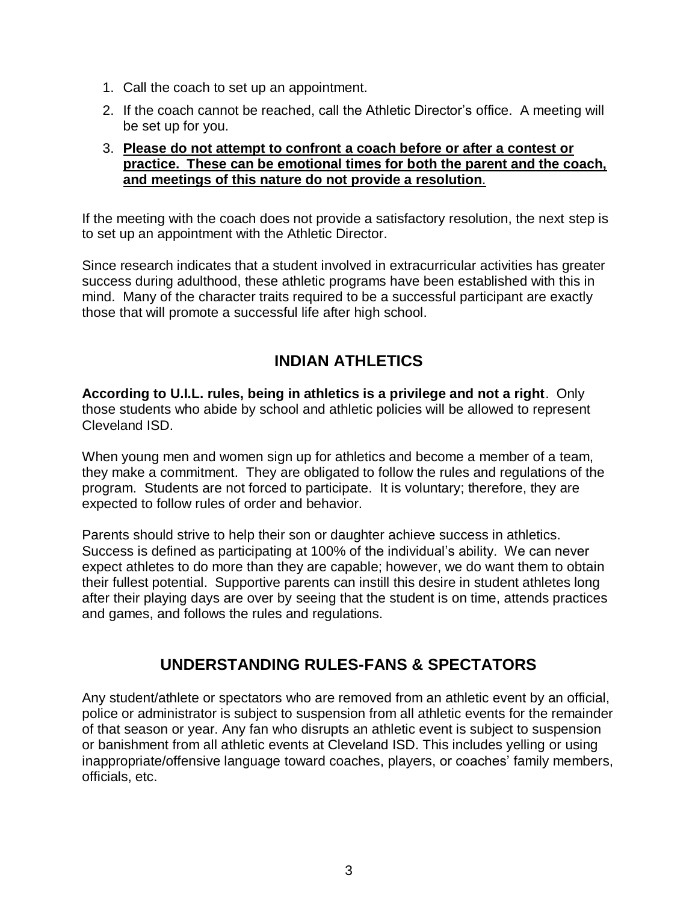1. Call the coach to set up an appointment.
2. If the coach cannot be reached, call the Athletic Director's office. A meeting will be set up for you.
3. <u>**Please do not attempt to confront a coach before or after a contest or practice. These can be emotional times for both the parent and the coach, and meetings of this nature do not provide a resolution**</u>.

If the meeting with the coach does not provide a satisfactory resolution, the next step is to set up an appointment with the Athletic Director.

Since research indicates that a student involved in extracurricular activities has greater success during adulthood, these athletic programs have been established with this in mind. Many of the character traits required to be a successful participant are exactly those that will promote a successful life after high school.

## INDIAN ATHLETICS

**According to U.I.L. rules, being in athletics is a privilege and not a right**. Only those students who abide by school and athletic policies will be allowed to represent Cleveland ISD.

When young men and women sign up for athletics and become a member of a team, they make a commitment. They are obligated to follow the rules and regulations of the program. Students are not forced to participate. It is voluntary; therefore, they are expected to follow rules of order and behavior.

Parents should strive to help their son or daughter achieve success in athletics. Success is defined as participating at 100% of the individual's ability. We can never expect athletes to do more than they are capable; however, we do want them to obtain their fullest potential. Supportive parents can instill this desire in student athletes long after their playing days are over by seeing that the student is on time, attends practices and games, and follows the rules and regulations.

## UNDERSTANDING RULES-FANS & SPECTATORS

Any student/athlete or spectators who are removed from an athletic event by an official, police or administrator is subject to suspension from all athletic events for the remainder of that season or year. Any fan who disrupts an athletic event is subject to suspension or banishment from all athletic events at Cleveland ISD. This includes yelling or using inappropriate/offensive language toward coaches, players, or coaches' family members, officials, etc.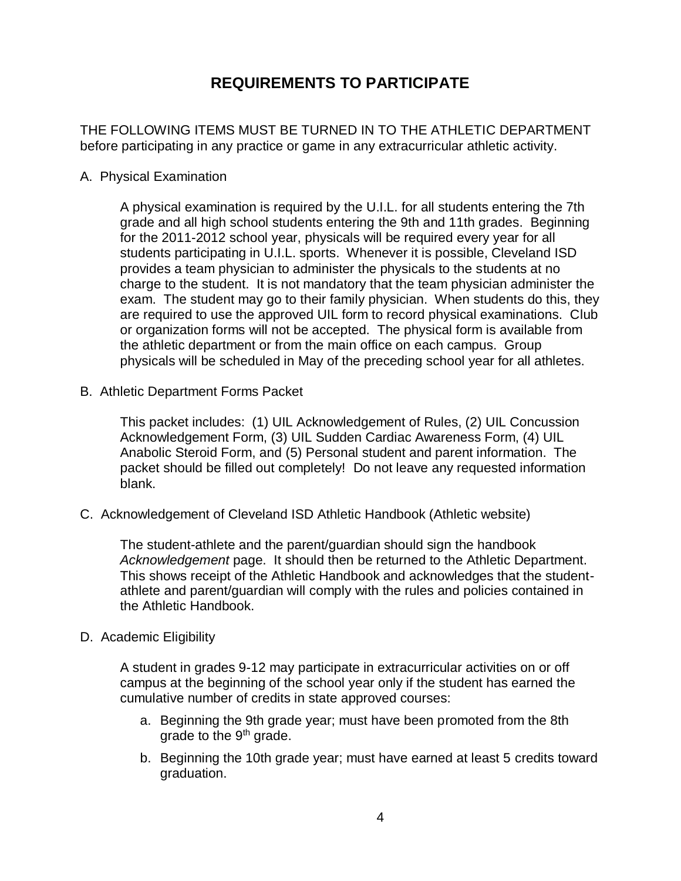# REQUIREMENTS TO PARTICIPATE

THE FOLLOWING ITEMS MUST BE TURNED IN TO THE ATHLETIC DEPARTMENT before participating in any practice or game in any extracurricular athletic activity.

A. Physical Examination

A physical examination is required by the U.I.L. for all students entering the 7th grade and all high school students entering the 9th and 11th grades. Beginning for the 2011-2012 school year, physicals will be required every year for all students participating in U.I.L. sports. Whenever it is possible, Cleveland ISD provides a team physician to administer the physicals to the students at no charge to the student. It is not mandatory that the team physician administer the exam. The student may go to their family physician. When students do this, they are required to use the approved UIL form to record physical examinations. Club or organization forms will not be accepted. The physical form is available from the athletic department or from the main office on each campus. Group physicals will be scheduled in May of the preceding school year for all athletes.

B. Athletic Department Forms Packet

This packet includes: (1) UIL Acknowledgement of Rules, (2) UIL Concussion Acknowledgement Form, (3) UIL Sudden Cardiac Awareness Form, (4) UIL Anabolic Steroid Form, and (5) Personal student and parent information. The packet should be filled out completely! Do not leave any requested information blank.

C. Acknowledgement of Cleveland ISD Athletic Handbook (Athletic website)

The student-athlete and the parent/guardian should sign the handbook *Acknowledgement* page. It should then be returned to the Athletic Department. This shows receipt of the Athletic Handbook and acknowledges that the student-athlete and parent/guardian will comply with the rules and policies contained in the Athletic Handbook.

D. Academic Eligibility

A student in grades 9-12 may participate in extracurricular activities on or off campus at the beginning of the school year only if the student has earned the cumulative number of credits in state approved courses:

a. Beginning the 9th grade year; must have been promoted from the 8th grade to the 9th grade.
b. Beginning the 10th grade year; must have earned at least 5 credits toward graduation.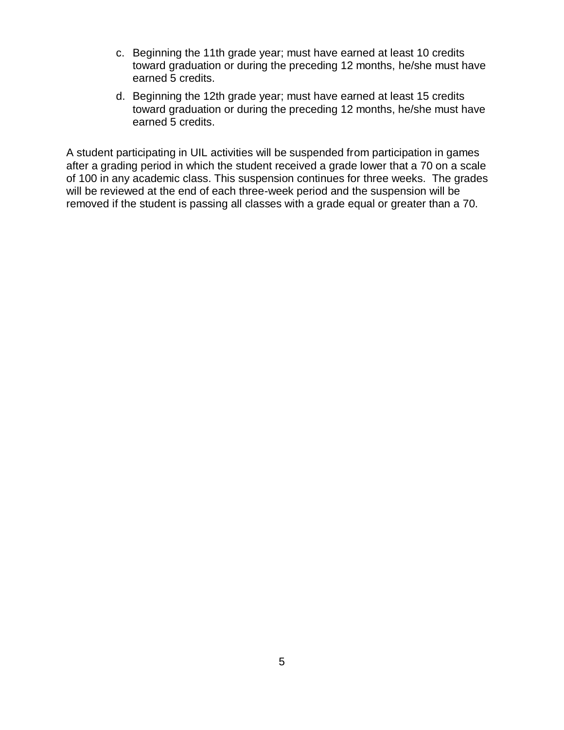c. Beginning the 11th grade year; must have earned at least 10 credits toward graduation or during the preceding 12 months, he/she must have earned 5 credits.

d. Beginning the 12th grade year; must have earned at least 15 credits toward graduation or during the preceding 12 months, he/she must have earned 5 credits.

A student participating in UIL activities will be suspended from participation in games after a grading period in which the student received a grade lower that a 70 on a scale of 100 in any academic class. This suspension continues for three weeks. The grades will be reviewed at the end of each three-week period and the suspension will be removed if the student is passing all classes with a grade equal or greater than a 70.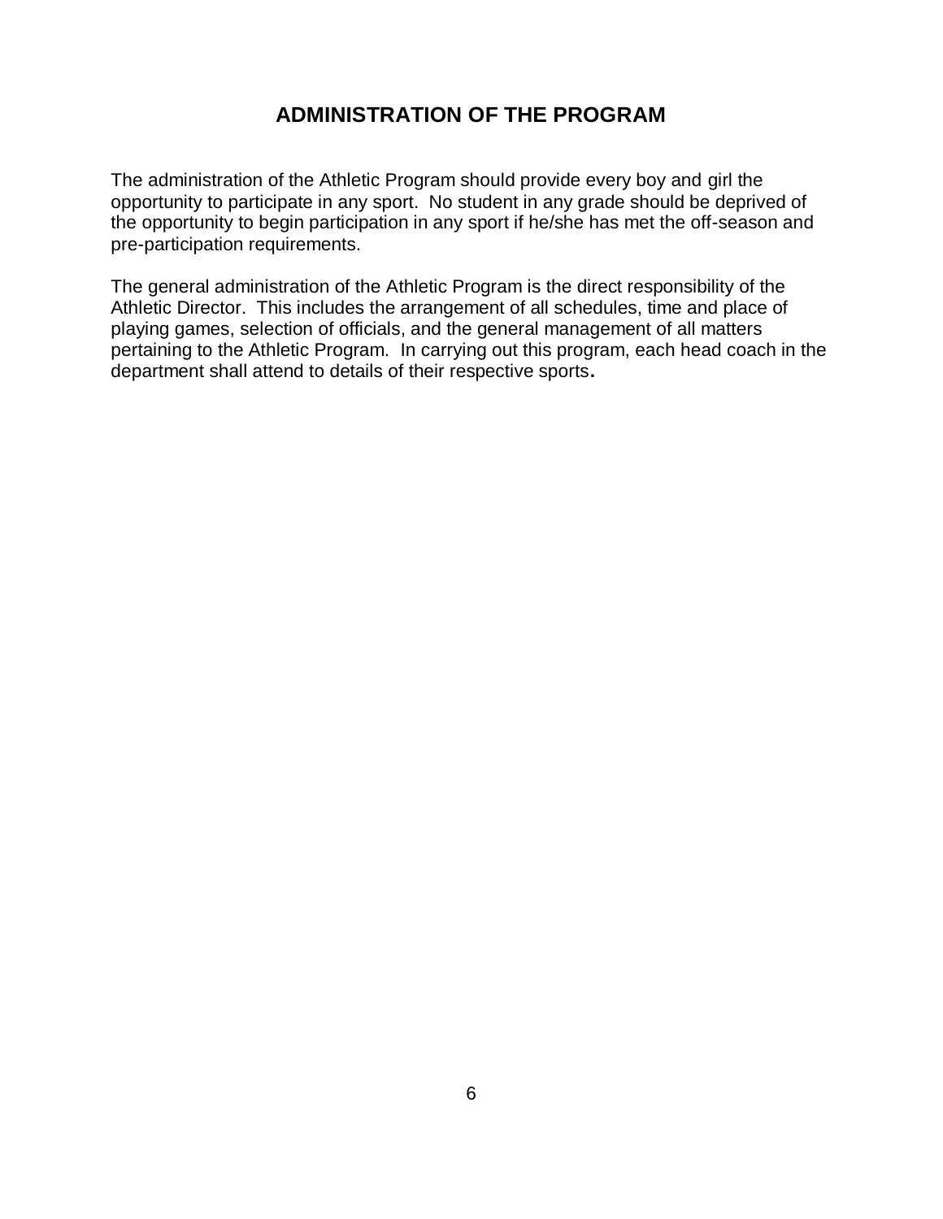# ADMINISTRATION OF THE PROGRAM

The administration of the Athletic Program should provide every boy and girl the opportunity to participate in any sport. No student in any grade should be deprived of the opportunity to begin participation in any sport if he/she has met the off-season and pre-participation requirements.

The general administration of the Athletic Program is the direct responsibility of the Athletic Director. This includes the arrangement of all schedules, time and place of playing games, selection of officials, and the general management of all matters pertaining to the Athletic Program. In carrying out this program, each head coach in the department shall attend to details of their respective sports**.**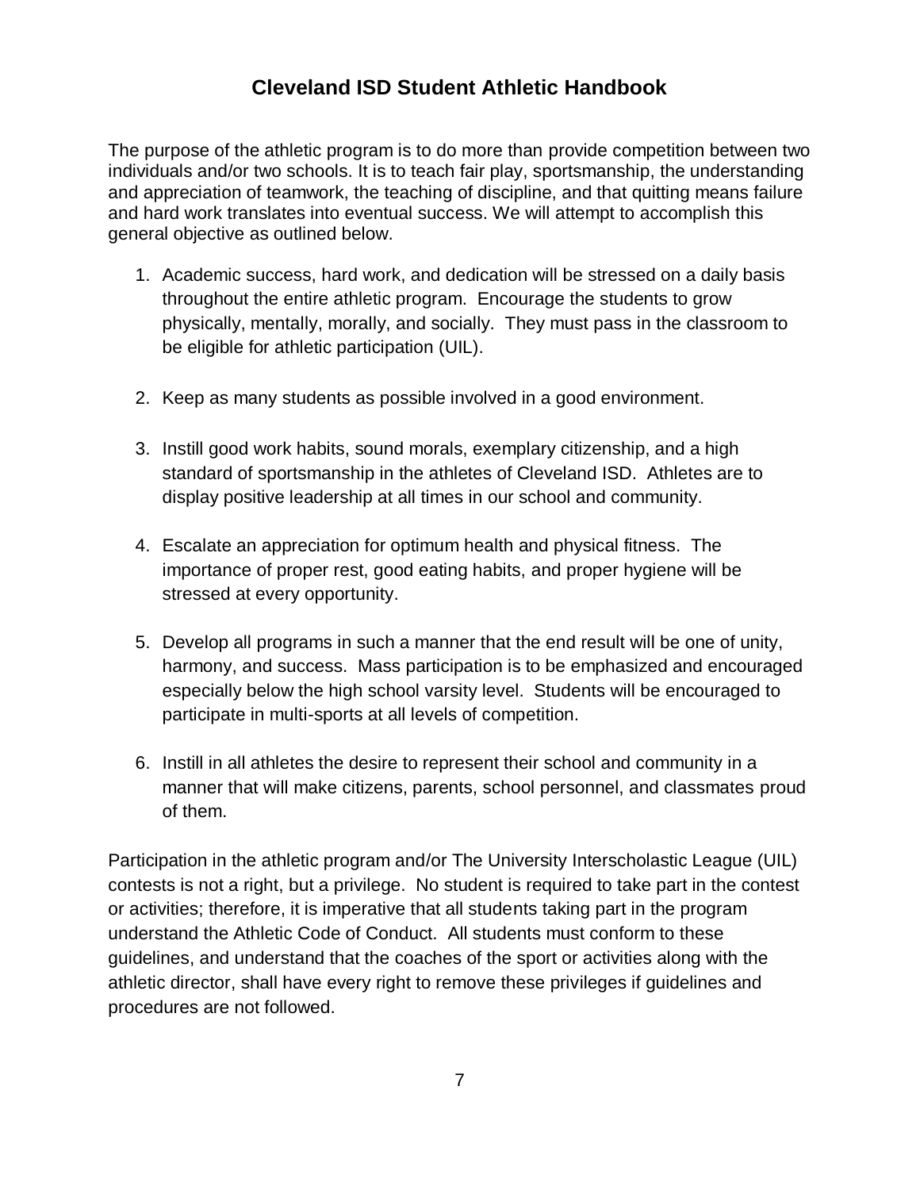# Cleveland ISD Student Athletic Handbook

The purpose of the athletic program is to do more than provide competition between two individuals and/or two schools. It is to teach fair play, sportsmanship, the understanding and appreciation of teamwork, the teaching of discipline, and that quitting means failure and hard work translates into eventual success. We will attempt to accomplish this general objective as outlined below.

1. Academic success, hard work, and dedication will be stressed on a daily basis throughout the entire athletic program. Encourage the students to grow physically, mentally, morally, and socially. They must pass in the classroom to be eligible for athletic participation (UIL).

2. Keep as many students as possible involved in a good environment.

3. Instill good work habits, sound morals, exemplary citizenship, and a high standard of sportsmanship in the athletes of Cleveland ISD. Athletes are to display positive leadership at all times in our school and community.

4. Escalate an appreciation for optimum health and physical fitness. The importance of proper rest, good eating habits, and proper hygiene will be stressed at every opportunity.

5. Develop all programs in such a manner that the end result will be one of unity, harmony, and success. Mass participation is to be emphasized and encouraged especially below the high school varsity level. Students will be encouraged to participate in multi-sports at all levels of competition.

6. Instill in all athletes the desire to represent their school and community in a manner that will make citizens, parents, school personnel, and classmates proud of them.

Participation in the athletic program and/or The University Interscholastic League (UIL) contests is not a right, but a privilege. No student is required to take part in the contest or activities; therefore, it is imperative that all students taking part in the program understand the Athletic Code of Conduct. All students must conform to these guidelines, and understand that the coaches of the sport or activities along with the athletic director, shall have every right to remove these privileges if guidelines and procedures are not followed.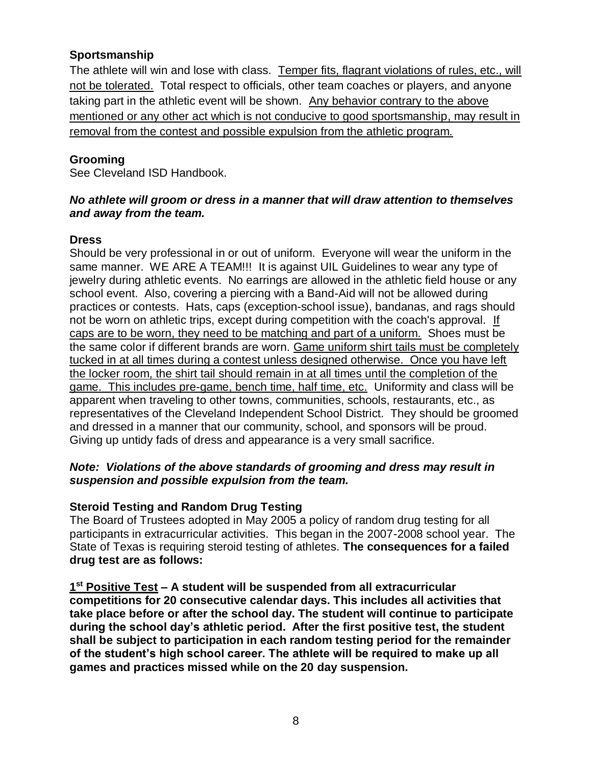### Sportsmanship

The athlete will win and lose with class. <u>Temper fits, flagrant violations of rules, etc., will not be tolerated.</u> Total respect to officials, other team coaches or players, and anyone taking part in the athletic event will be shown. <u>Any behavior contrary to the above mentioned or any other act which is not conducive to good sportsmanship, may result in removal from the contest and possible expulsion from the athletic program.</u>

### Grooming

See Cleveland ISD Handbook.

***No athlete will groom or dress in a manner that will draw attention to themselves and away from the team.***

### Dress

Should be very professional in or out of uniform. Everyone will wear the uniform in the same manner. WE ARE A TEAM!!! It is against UIL Guidelines to wear any type of jewelry during athletic events. No earrings are allowed in the athletic field house or any school event. Also, covering a piercing with a Band-Aid will not be allowed during practices or contests. Hats, caps (exception-school issue), bandanas, and rags should not be worn on athletic trips, except during competition with the coach's approval. <u>If caps are to be worn, they need to be matching and part of a uniform.</u> Shoes must be the same color if different brands are worn. <u>Game uniform shirt tails must be completely tucked in at all times during a contest unless designed otherwise. Once you have left the locker room, the shirt tail should remain in at all times until the completion of the game. This includes pre-game, bench time, half time, etc.</u> Uniformity and class will be apparent when traveling to other towns, communities, schools, restaurants, etc., as representatives of the Cleveland Independent School District. They should be groomed and dressed in a manner that our community, school, and sponsors will be proud. Giving up untidy fads of dress and appearance is a very small sacrifice.

***Note: Violations of the above standards of grooming and dress may result in suspension and possible expulsion from the team.***

### Steroid Testing and Random Drug Testing

The Board of Trustees adopted in May 2005 a policy of random drug testing for all participants in extracurricular activities. This began in the 2007-2008 school year. The State of Texas is requiring steroid testing of athletes. **The consequences for a failed drug test are as follows:**

**<u>1st Positive Test</u> – A student will be suspended from all extracurricular competitions for 20 consecutive calendar days. This includes all activities that take place before or after the school day. The student will continue to participate during the school day's athletic period. After the first positive test, the student shall be subject to participation in each random testing period for the remainder of the student's high school career. The athlete will be required to make up all games and practices missed while on the 20 day suspension.**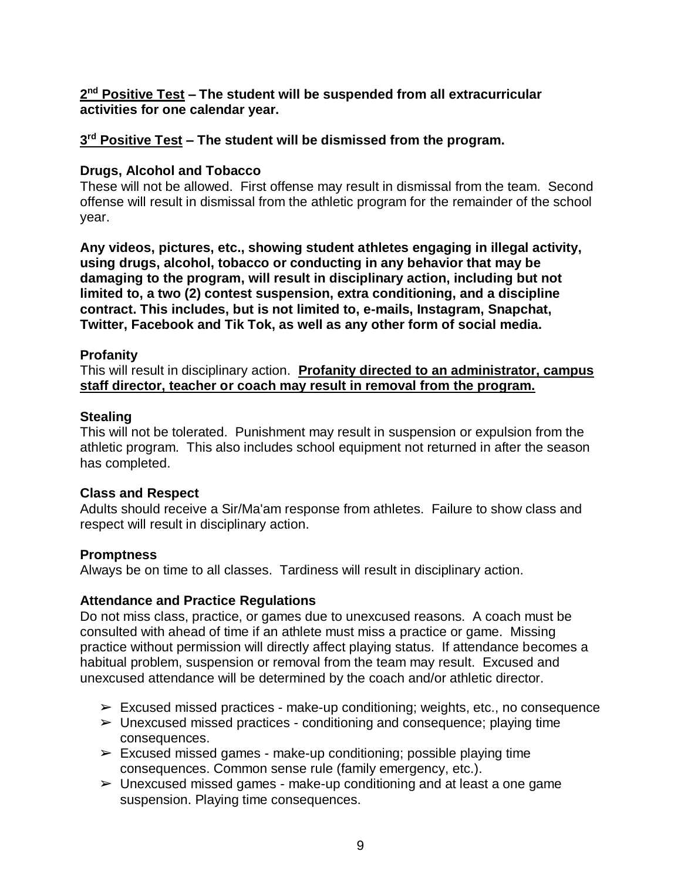**2nd Positive Test – The student will be suspended from all extracurricular activities for one calendar year.**

**3rd Positive Test – The student will be dismissed from the program.**

### Drugs, Alcohol and Tobacco

These will not be allowed. First offense may result in dismissal from the team. Second offense will result in dismissal from the athletic program for the remainder of the school year.

**Any videos, pictures, etc., showing student athletes engaging in illegal activity, using drugs, alcohol, tobacco or conducting in any behavior that may be damaging to the program, will result in disciplinary action, including but not limited to, a two (2) contest suspension, extra conditioning, and a discipline contract. This includes, but is not limited to, e-mails, Instagram, Snapchat, Twitter, Facebook and Tik Tok, as well as any other form of social media.**

### Profanity

This will result in disciplinary action. **Profanity directed to an administrator, campus staff director, teacher or coach may result in removal from the program.**

### Stealing

This will not be tolerated. Punishment may result in suspension or expulsion from the athletic program. This also includes school equipment not returned in after the season has completed.

### Class and Respect

Adults should receive a Sir/Ma'am response from athletes. Failure to show class and respect will result in disciplinary action.

### Promptness

Always be on time to all classes. Tardiness will result in disciplinary action.

### Attendance and Practice Regulations

Do not miss class, practice, or games due to unexcused reasons. A coach must be consulted with ahead of time if an athlete must miss a practice or game. Missing practice without permission will directly affect playing status. If attendance becomes a habitual problem, suspension or removal from the team may result. Excused and unexcused attendance will be determined by the coach and/or athletic director.

- Excused missed practices - make-up conditioning; weights, etc., no consequence
- Unexcused missed practices - conditioning and consequence; playing time consequences.
- Excused missed games - make-up conditioning; possible playing time consequences. Common sense rule (family emergency, etc.).
- Unexcused missed games - make-up conditioning and at least a one game suspension. Playing time consequences.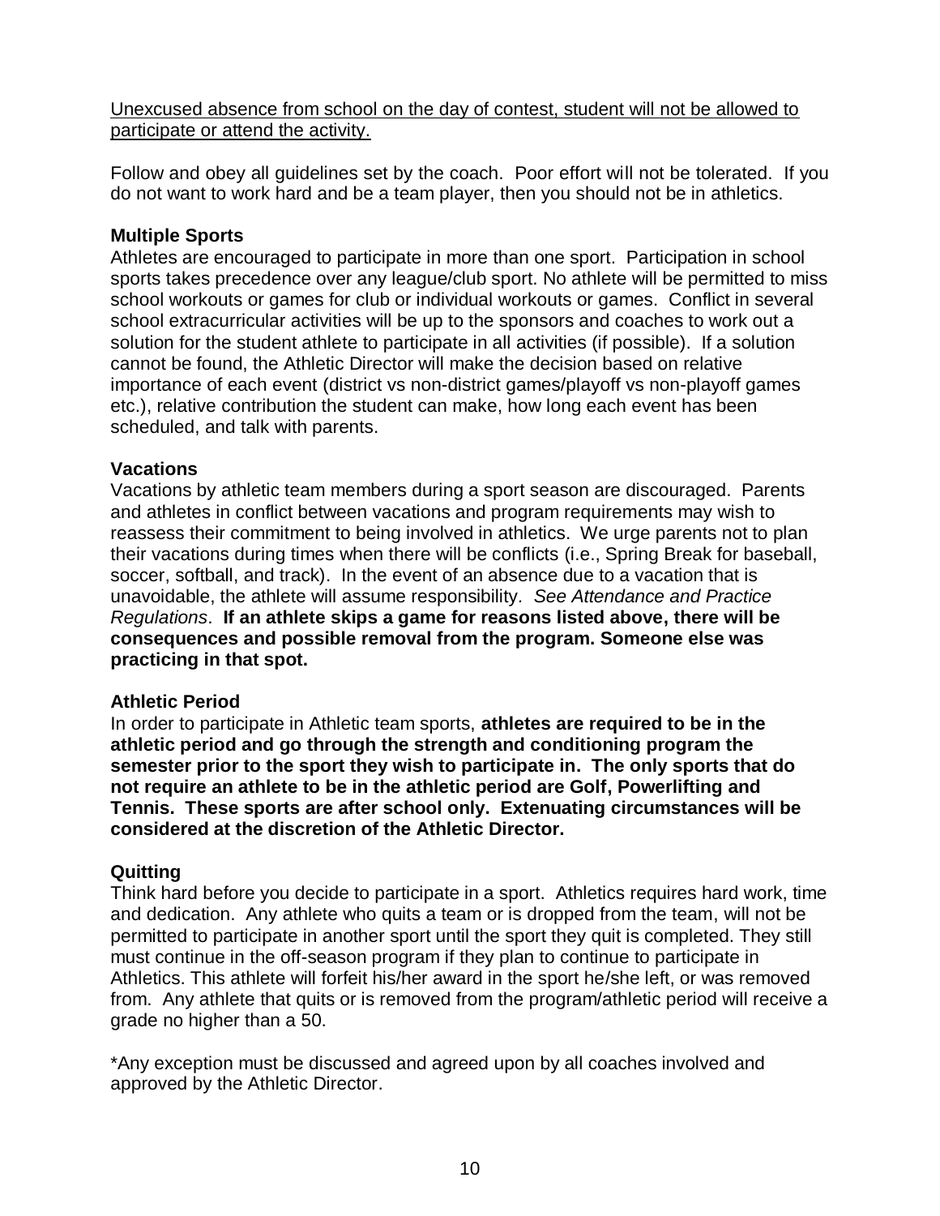<u>Unexcused absence from school on the day of contest, student will not be allowed to participate or attend the activity.</u>

Follow and obey all guidelines set by the coach. Poor effort will not be tolerated. If you do not want to work hard and be a team player, then you should not be in athletics.

**Multiple Sports**

Athletes are encouraged to participate in more than one sport. Participation in school sports takes precedence over any league/club sport. No athlete will be permitted to miss school workouts or games for club or individual workouts or games. Conflict in several school extracurricular activities will be up to the sponsors and coaches to work out a solution for the student athlete to participate in all activities (if possible). If a solution cannot be found, the Athletic Director will make the decision based on relative importance of each event (district vs non-district games/playoff vs non-playoff games etc.), relative contribution the student can make, how long each event has been scheduled, and talk with parents.

**Vacations**

Vacations by athletic team members during a sport season are discouraged. Parents and athletes in conflict between vacations and program requirements may wish to reassess their commitment to being involved in athletics. We urge parents not to plan their vacations during times when there will be conflicts (i.e., Spring Break for baseball, soccer, softball, and track). In the event of an absence due to a vacation that is unavoidable, the athlete will assume responsibility. *See Attendance and Practice Regulations*. **If an athlete skips a game for reasons listed above, there will be consequences and possible removal from the program. Someone else was practicing in that spot.**

**Athletic Period**

In order to participate in Athletic team sports, **athletes are required to be in the athletic period and go through the strength and conditioning program the semester prior to the sport they wish to participate in. The only sports that do not require an athlete to be in the athletic period are Golf, Powerlifting and Tennis. These sports are after school only. Extenuating circumstances will be considered at the discretion of the Athletic Director.**

**Quitting**

Think hard before you decide to participate in a sport. Athletics requires hard work, time and dedication. Any athlete who quits a team or is dropped from the team, will not be permitted to participate in another sport until the sport they quit is completed. They still must continue in the off-season program if they plan to continue to participate in Athletics. This athlete will forfeit his/her award in the sport he/she left, or was removed from. Any athlete that quits or is removed from the program/athletic period will receive a grade no higher than a 50.

*Any exception must be discussed and agreed upon by all coaches involved and approved by the Athletic Director.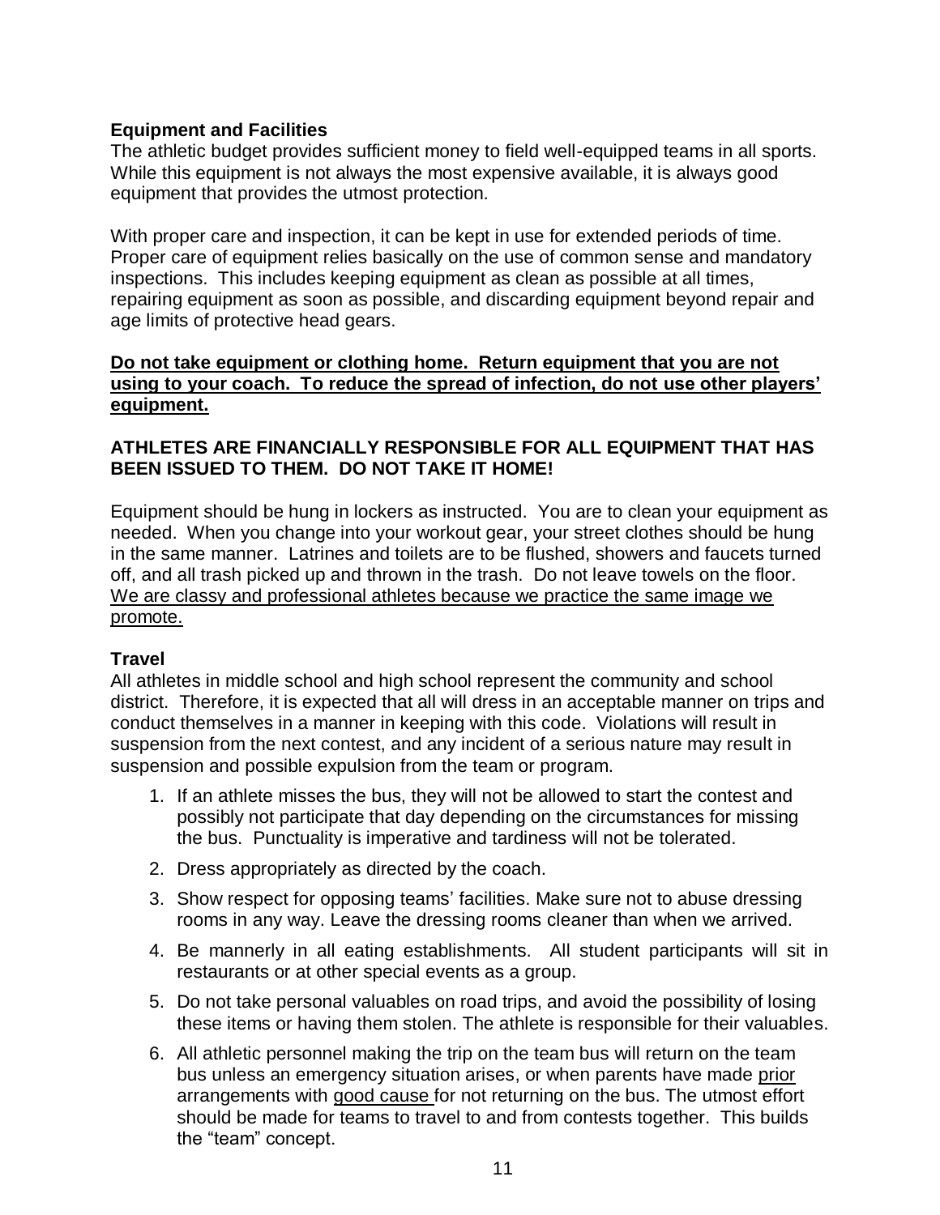### Equipment and Facilities

The athletic budget provides sufficient money to field well-equipped teams in all sports. While this equipment is not always the most expensive available, it is always good equipment that provides the utmost protection.

With proper care and inspection, it can be kept in use for extended periods of time. Proper care of equipment relies basically on the use of common sense and mandatory inspections. This includes keeping equipment as clean as possible at all times, repairing equipment as soon as possible, and discarding equipment beyond repair and age limits of protective head gears.

<u>**Do not take equipment or clothing home. Return equipment that you are not using to your coach. To reduce the spread of infection, do not use other players' equipment.**</u>

**ATHLETES ARE FINANCIALLY RESPONSIBLE FOR ALL EQUIPMENT THAT HAS BEEN ISSUED TO THEM. DO NOT TAKE IT HOME!**

Equipment should be hung in lockers as instructed. You are to clean your equipment as needed. When you change into your workout gear, your street clothes should be hung in the same manner. Latrines and toilets are to be flushed, showers and faucets turned off, and all trash picked up and thrown in the trash. Do not leave towels on the floor. <u>We are classy and professional athletes because we practice the same image we promote.</u>

### Travel

All athletes in middle school and high school represent the community and school district. Therefore, it is expected that all will dress in an acceptable manner on trips and conduct themselves in a manner in keeping with this code. Violations will result in suspension from the next contest, and any incident of a serious nature may result in suspension and possible expulsion from the team or program.

1. If an athlete misses the bus, they will not be allowed to start the contest and possibly not participate that day depending on the circumstances for missing the bus. Punctuality is imperative and tardiness will not be tolerated.
2. Dress appropriately as directed by the coach.
3. Show respect for opposing teams' facilities. Make sure not to abuse dressing rooms in any way. Leave the dressing rooms cleaner than when we arrived.
4. Be mannerly in all eating establishments. All student participants will sit in restaurants or at other special events as a group.
5. Do not take personal valuables on road trips, and avoid the possibility of losing these items or having them stolen. The athlete is responsible for their valuables.
6. All athletic personnel making the trip on the team bus will return on the team bus unless an emergency situation arises, or when parents have made <u>prior</u> arrangements with <u>good cause</u> for not returning on the bus. The utmost effort should be made for teams to travel to and from contests together. This builds the "team" concept.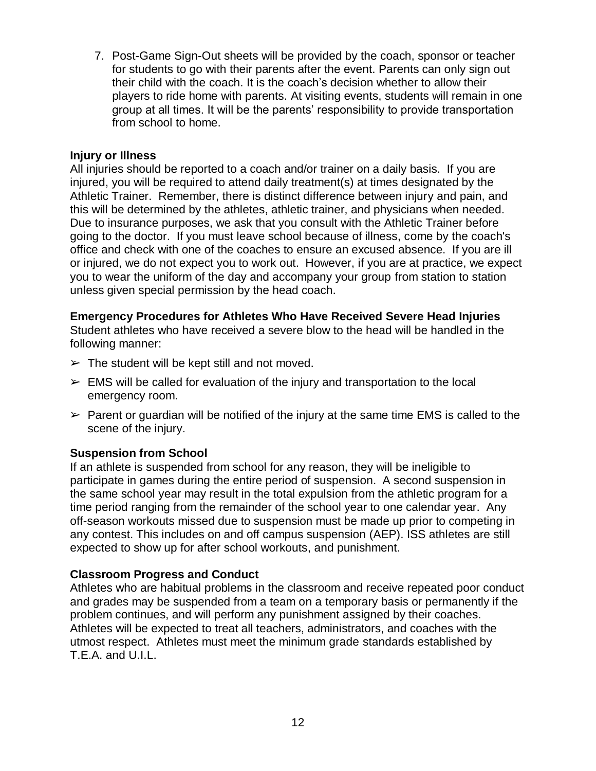7. Post-Game Sign-Out sheets will be provided by the coach, sponsor or teacher for students to go with their parents after the event. Parents can only sign out their child with the coach. It is the coach's decision whether to allow their players to ride home with parents. At visiting events, students will remain in one group at all times. It will be the parents' responsibility to provide transportation from school to home.

**Injury or Illness**

All injuries should be reported to a coach and/or trainer on a daily basis. If you are injured, you will be required to attend daily treatment(s) at times designated by the Athletic Trainer. Remember, there is distinct difference between injury and pain, and this will be determined by the athletes, athletic trainer, and physicians when needed. Due to insurance purposes, we ask that you consult with the Athletic Trainer before going to the doctor. If you must leave school because of illness, come by the coach's office and check with one of the coaches to ensure an excused absence. If you are ill or injured, we do not expect you to work out. However, if you are at practice, we expect you to wear the uniform of the day and accompany your group from station to station unless given special permission by the head coach.

**Emergency Procedures for Athletes Who Have Received Severe Head Injuries**

Student athletes who have received a severe blow to the head will be handled in the following manner:

- ➢ The student will be kept still and not moved.
- ➢ EMS will be called for evaluation of the injury and transportation to the local emergency room.
- ➢ Parent or guardian will be notified of the injury at the same time EMS is called to the scene of the injury.

**Suspension from School**

If an athlete is suspended from school for any reason, they will be ineligible to participate in games during the entire period of suspension. A second suspension in the same school year may result in the total expulsion from the athletic program for a time period ranging from the remainder of the school year to one calendar year. Any off-season workouts missed due to suspension must be made up prior to competing in any contest. This includes on and off campus suspension (AEP). ISS athletes are still expected to show up for after school workouts, and punishment.

**Classroom Progress and Conduct**

Athletes who are habitual problems in the classroom and receive repeated poor conduct and grades may be suspended from a team on a temporary basis or permanently if the problem continues, and will perform any punishment assigned by their coaches. Athletes will be expected to treat all teachers, administrators, and coaches with the utmost respect. Athletes must meet the minimum grade standards established by T.E.A. and U.I.L.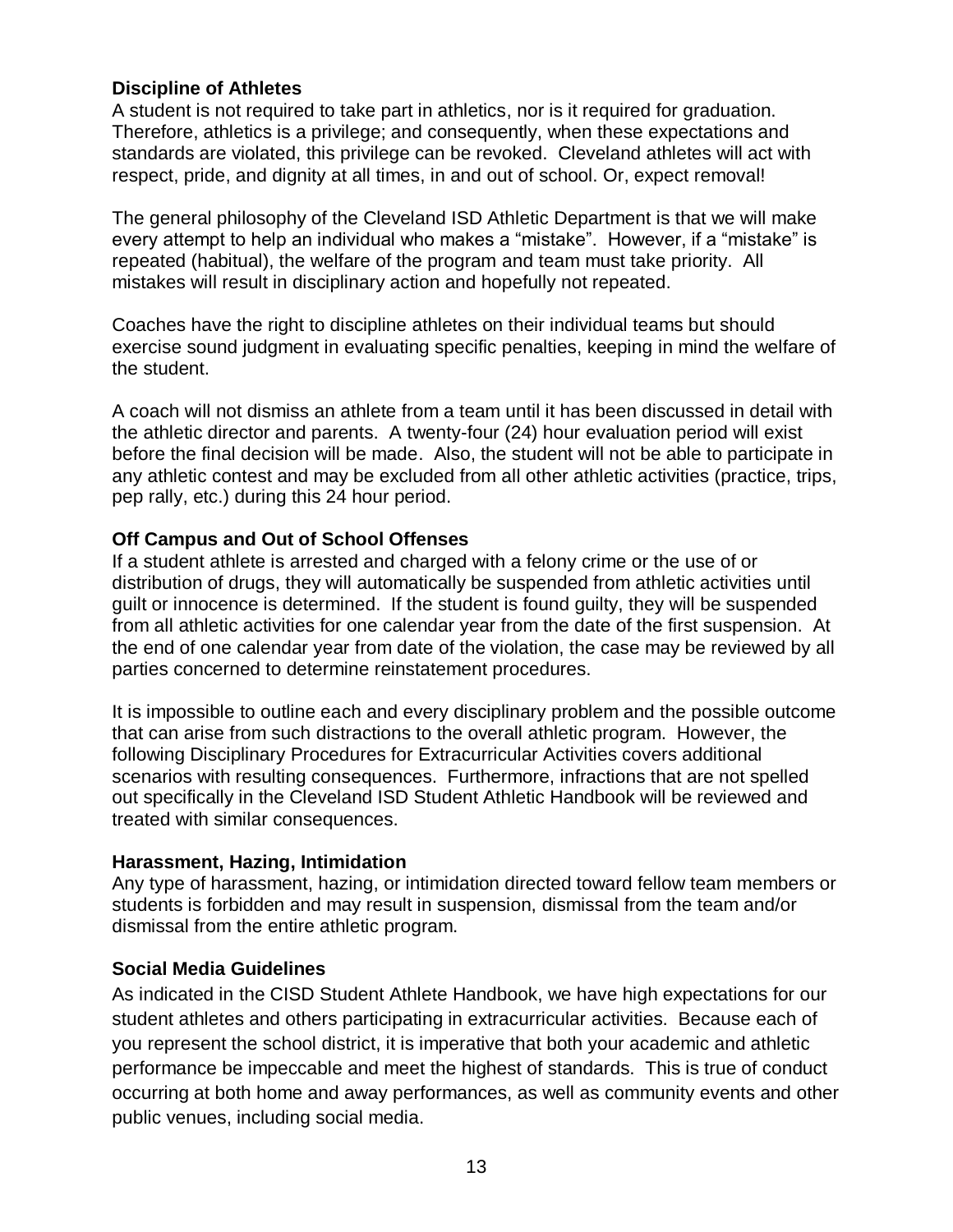### Discipline of Athletes

A student is not required to take part in athletics, nor is it required for graduation. Therefore, athletics is a privilege; and consequently, when these expectations and standards are violated, this privilege can be revoked. Cleveland athletes will act with respect, pride, and dignity at all times, in and out of school. Or, expect removal!

The general philosophy of the Cleveland ISD Athletic Department is that we will make every attempt to help an individual who makes a "mistake". However, if a "mistake" is repeated (habitual), the welfare of the program and team must take priority. All mistakes will result in disciplinary action and hopefully not repeated.

Coaches have the right to discipline athletes on their individual teams but should exercise sound judgment in evaluating specific penalties, keeping in mind the welfare of the student.

A coach will not dismiss an athlete from a team until it has been discussed in detail with the athletic director and parents. A twenty-four (24) hour evaluation period will exist before the final decision will be made. Also, the student will not be able to participate in any athletic contest and may be excluded from all other athletic activities (practice, trips, pep rally, etc.) during this 24 hour period.

### Off Campus and Out of School Offenses

If a student athlete is arrested and charged with a felony crime or the use of or distribution of drugs, they will automatically be suspended from athletic activities until guilt or innocence is determined. If the student is found guilty, they will be suspended from all athletic activities for one calendar year from the date of the first suspension. At the end of one calendar year from date of the violation, the case may be reviewed by all parties concerned to determine reinstatement procedures.

It is impossible to outline each and every disciplinary problem and the possible outcome that can arise from such distractions to the overall athletic program. However, the following Disciplinary Procedures for Extracurricular Activities covers additional scenarios with resulting consequences. Furthermore, infractions that are not spelled out specifically in the Cleveland ISD Student Athletic Handbook will be reviewed and treated with similar consequences.

### Harassment, Hazing, Intimidation

Any type of harassment, hazing, or intimidation directed toward fellow team members or students is forbidden and may result in suspension, dismissal from the team and/or dismissal from the entire athletic program.

### Social Media Guidelines

As indicated in the CISD Student Athlete Handbook, we have high expectations for our student athletes and others participating in extracurricular activities. Because each of you represent the school district, it is imperative that both your academic and athletic performance be impeccable and meet the highest of standards. This is true of conduct occurring at both home and away performances, as well as community events and other public venues, including social media.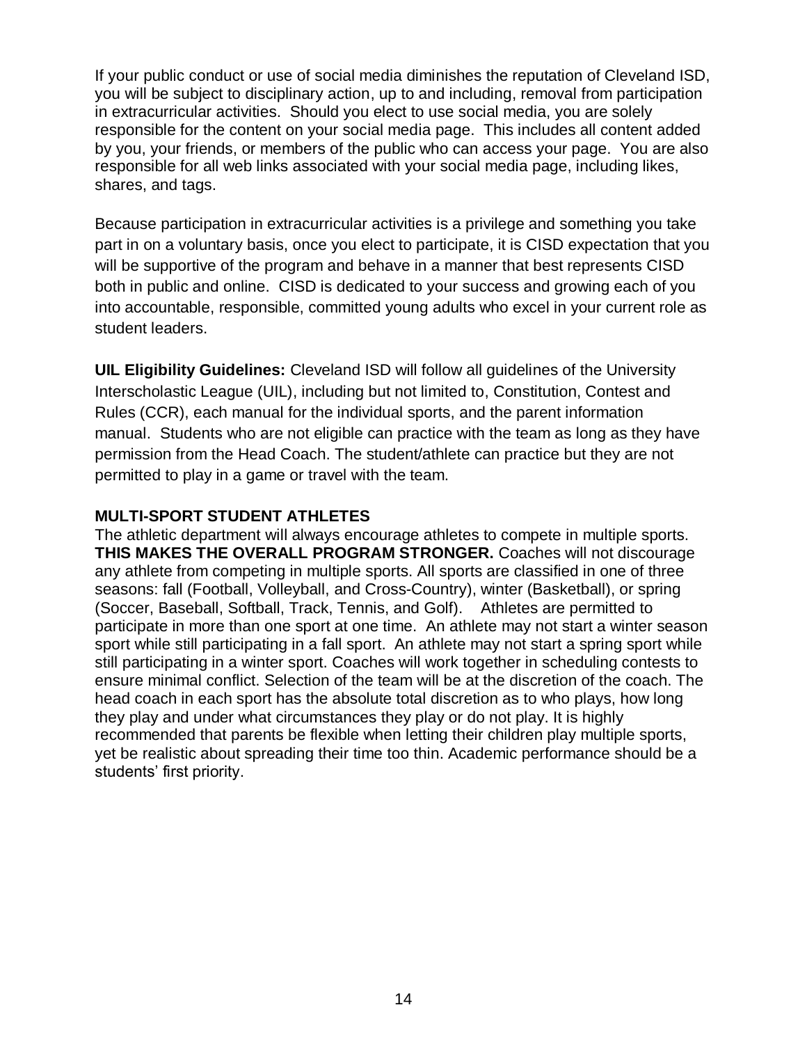If your public conduct or use of social media diminishes the reputation of Cleveland ISD, you will be subject to disciplinary action, up to and including, removal from participation in extracurricular activities. Should you elect to use social media, you are solely responsible for the content on your social media page. This includes all content added by you, your friends, or members of the public who can access your page. You are also responsible for all web links associated with your social media page, including likes, shares, and tags.

Because participation in extracurricular activities is a privilege and something you take part in on a voluntary basis, once you elect to participate, it is CISD expectation that you will be supportive of the program and behave in a manner that best represents CISD both in public and online. CISD is dedicated to your success and growing each of you into accountable, responsible, committed young adults who excel in your current role as student leaders.

**UIL Eligibility Guidelines:** Cleveland ISD will follow all guidelines of the University Interscholastic League (UIL), including but not limited to, Constitution, Contest and Rules (CCR), each manual for the individual sports, and the parent information manual. Students who are not eligible can practice with the team as long as they have permission from the Head Coach. The student/athlete can practice but they are not permitted to play in a game or travel with the team.

**MULTI-SPORT STUDENT ATHLETES**

The athletic department will always encourage athletes to compete in multiple sports. **THIS MAKES THE OVERALL PROGRAM STRONGER.** Coaches will not discourage any athlete from competing in multiple sports. All sports are classified in one of three seasons: fall (Football, Volleyball, and Cross-Country), winter (Basketball), or spring (Soccer, Baseball, Softball, Track, Tennis, and Golf). Athletes are permitted to participate in more than one sport at one time. An athlete may not start a winter season sport while still participating in a fall sport. An athlete may not start a spring sport while still participating in a winter sport. Coaches will work together in scheduling contests to ensure minimal conflict. Selection of the team will be at the discretion of the coach. The head coach in each sport has the absolute total discretion as to who plays, how long they play and under what circumstances they play or do not play. It is highly recommended that parents be flexible when letting their children play multiple sports, yet be realistic about spreading their time too thin. Academic performance should be a students' first priority.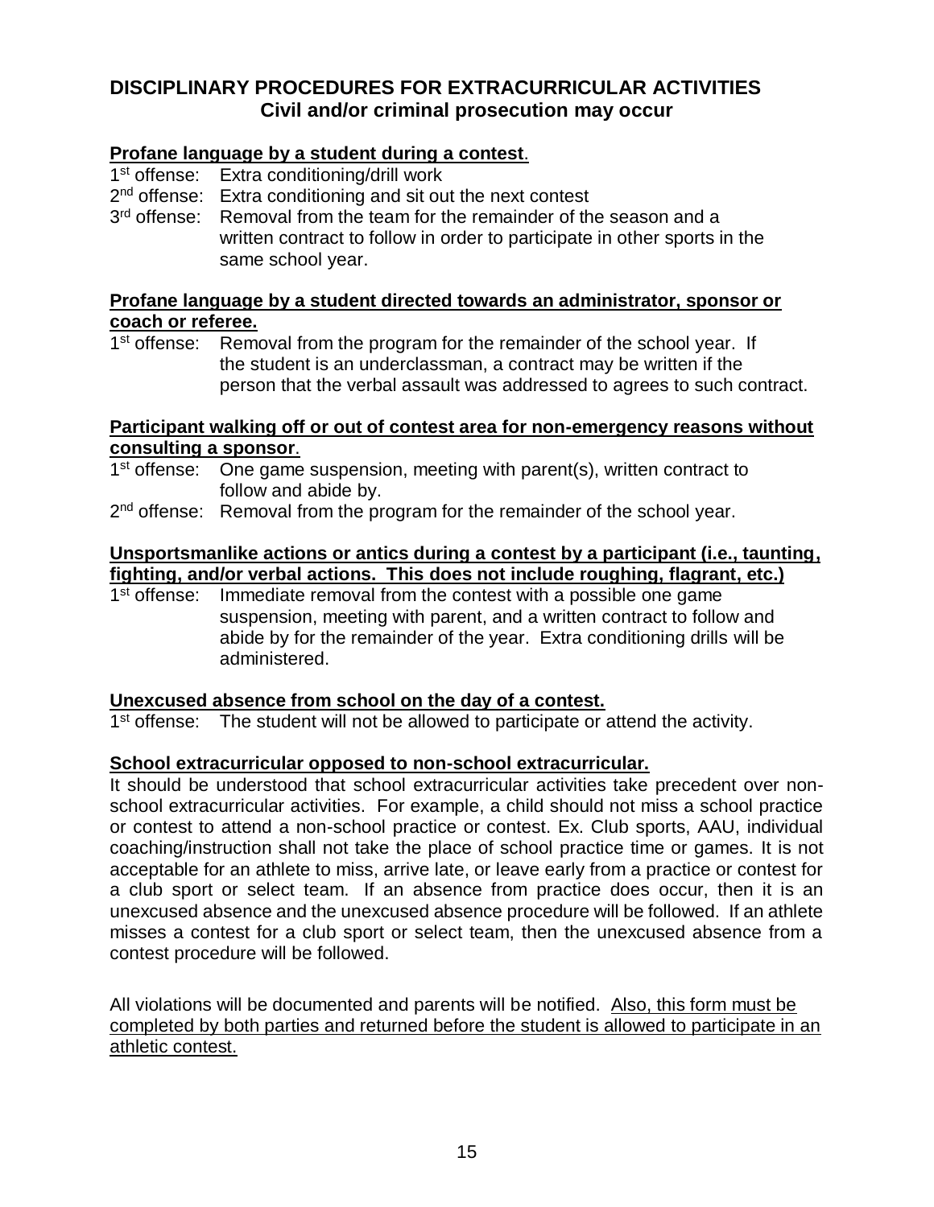## DISCIPLINARY PROCEDURES FOR EXTRACURRICULAR ACTIVITIES
### Civil and/or criminal prosecution may occur

**Profane language by a student during a contest**.

1st offense: Extra conditioning/drill work

2nd offense: Extra conditioning and sit out the next contest

3rd offense: Removal from the team for the remainder of the season and a written contract to follow in order to participate in other sports in the same school year.

**Profane language by a student directed towards an administrator, sponsor or coach or referee.**

1st offense: Removal from the program for the remainder of the school year. If the student is an underclassman, a contract may be written if the person that the verbal assault was addressed to agrees to such contract.

**Participant walking off or out of contest area for non-emergency reasons without consulting a sponsor**.

1st offense: One game suspension, meeting with parent(s), written contract to follow and abide by.

2nd offense: Removal from the program for the remainder of the school year.

**Unsportsmanlike actions or antics during a contest by a participant (i.e., taunting, fighting, and/or verbal actions. This does not include roughing, flagrant, etc.)**

1st offense: Immediate removal from the contest with a possible one game suspension, meeting with parent, and a written contract to follow and abide by for the remainder of the year. Extra conditioning drills will be administered.

**Unexcused absence from school on the day of a contest.**

1st offense: The student will not be allowed to participate or attend the activity.

**School extracurricular opposed to non-school extracurricular.**

It should be understood that school extracurricular activities take precedent over non-school extracurricular activities. For example, a child should not miss a school practice or contest to attend a non-school practice or contest. Ex. Club sports, AAU, individual coaching/instruction shall not take the place of school practice time or games. It is not acceptable for an athlete to miss, arrive late, or leave early from a practice or contest for a club sport or select team. If an absence from practice does occur, then it is an unexcused absence and the unexcused absence procedure will be followed. If an athlete misses a contest for a club sport or select team, then the unexcused absence from a contest procedure will be followed.

All violations will be documented and parents will be notified. Also, this form must be completed by both parties and returned before the student is allowed to participate in an athletic contest.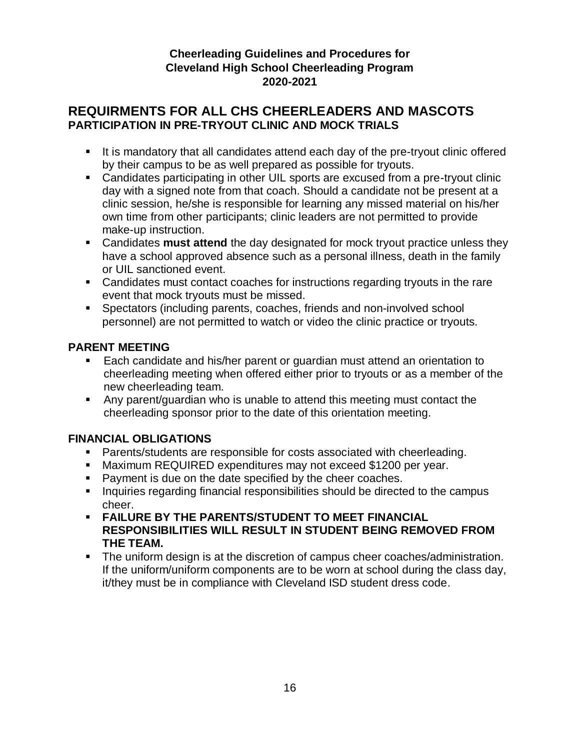**Cheerleading Guidelines and Procedures for**
**Cleveland High School Cheerleading Program**
**2020-2021**

## REQUIRMENTS FOR ALL CHS CHEERLEADERS AND MASCOTS

### PARTICIPATION IN PRE-TRYOUT CLINIC AND MOCK TRIALS

- It is mandatory that all candidates attend each day of the pre-tryout clinic offered by their campus to be as well prepared as possible for tryouts.
- Candidates participating in other UIL sports are excused from a pre-tryout clinic day with a signed note from that coach. Should a candidate not be present at a clinic session, he/she is responsible for learning any missed material on his/her own time from other participants; clinic leaders are not permitted to provide make-up instruction.
- Candidates **must attend** the day designated for mock tryout practice unless they have a school approved absence such as a personal illness, death in the family or UIL sanctioned event.
- Candidates must contact coaches for instructions regarding tryouts in the rare event that mock tryouts must be missed.
- Spectators (including parents, coaches, friends and non-involved school personnel) are not permitted to watch or video the clinic practice or tryouts.

### PARENT MEETING

- Each candidate and his/her parent or guardian must attend an orientation to cheerleading meeting when offered either prior to tryouts or as a member of the new cheerleading team.
- Any parent/guardian who is unable to attend this meeting must contact the cheerleading sponsor prior to the date of this orientation meeting.

### FINANCIAL OBLIGATIONS

- Parents/students are responsible for costs associated with cheerleading.
- Maximum REQUIRED expenditures may not exceed $1200 per year.
- Payment is due on the date specified by the cheer coaches.
- Inquiries regarding financial responsibilities should be directed to the campus cheer.
- **FAILURE BY THE PARENTS/STUDENT TO MEET FINANCIAL RESPONSIBILITIES WILL RESULT IN STUDENT BEING REMOVED FROM THE TEAM.**
- The uniform design is at the discretion of campus cheer coaches/administration. If the uniform/uniform components are to be worn at school during the class day, it/they must be in compliance with Cleveland ISD student dress code.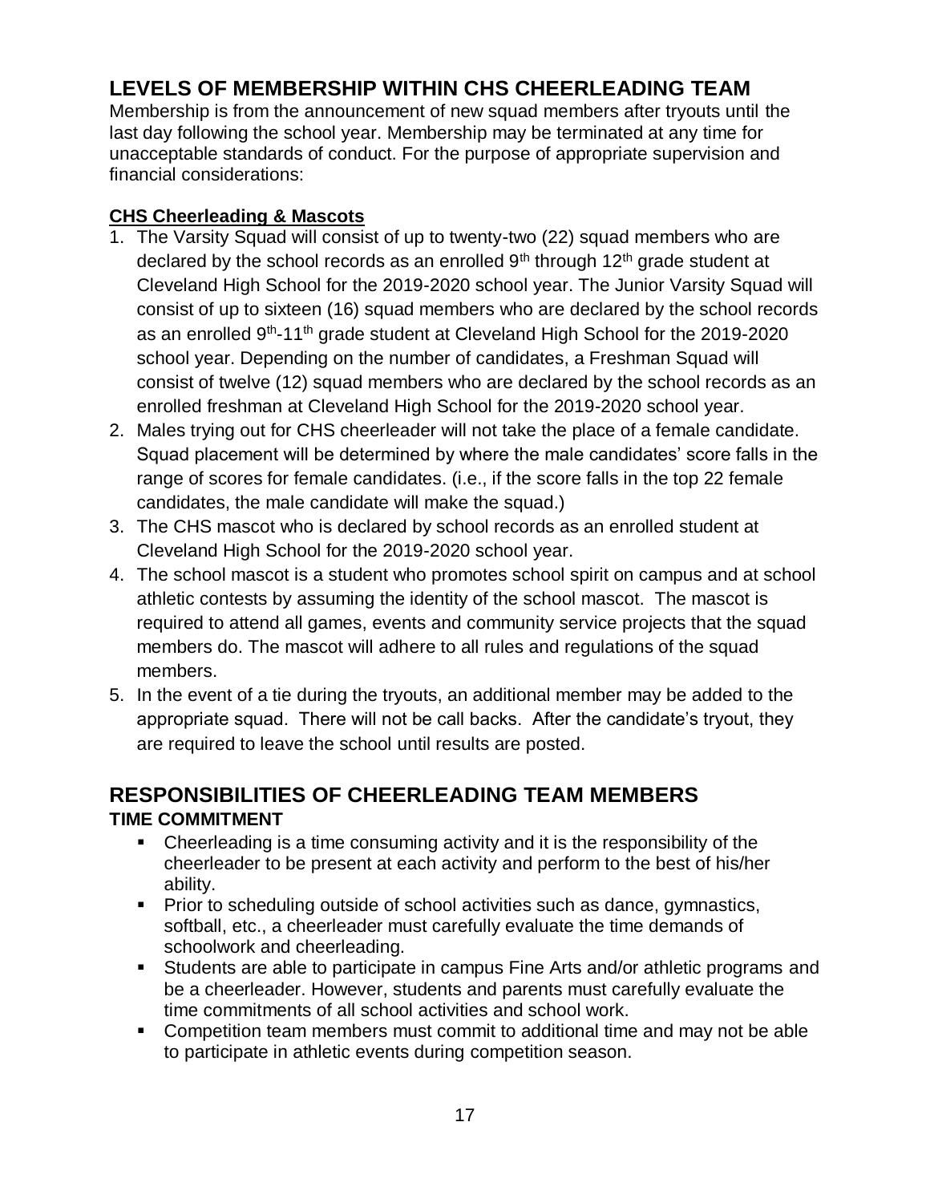## LEVELS OF MEMBERSHIP WITHIN CHS CHEERLEADING TEAM

Membership is from the announcement of new squad members after tryouts until the last day following the school year. Membership may be terminated at any time for unacceptable standards of conduct. For the purpose of appropriate supervision and financial considerations:

**CHS Cheerleading & Mascots**

1. The Varsity Squad will consist of up to twenty-two (22) squad members who are declared by the school records as an enrolled 9th through 12th grade student at Cleveland High School for the 2019-2020 school year. The Junior Varsity Squad will consist of up to sixteen (16) squad members who are declared by the school records as an enrolled 9th-11th grade student at Cleveland High School for the 2019-2020 school year. Depending on the number of candidates, a Freshman Squad will consist of twelve (12) squad members who are declared by the school records as an enrolled freshman at Cleveland High School for the 2019-2020 school year.
2. Males trying out for CHS cheerleader will not take the place of a female candidate. Squad placement will be determined by where the male candidates' score falls in the range of scores for female candidates. (i.e., if the score falls in the top 22 female candidates, the male candidate will make the squad.)
3. The CHS mascot who is declared by school records as an enrolled student at Cleveland High School for the 2019-2020 school year.
4. The school mascot is a student who promotes school spirit on campus and at school athletic contests by assuming the identity of the school mascot. The mascot is required to attend all games, events and community service projects that the squad members do. The mascot will adhere to all rules and regulations of the squad members.
5. In the event of a tie during the tryouts, an additional member may be added to the appropriate squad. There will not be call backs. After the candidate's tryout, they are required to leave the school until results are posted.

## RESPONSIBILITIES OF CHEERLEADING TEAM MEMBERS

### TIME COMMITMENT

- Cheerleading is a time consuming activity and it is the responsibility of the cheerleader to be present at each activity and perform to the best of his/her ability.
- Prior to scheduling outside of school activities such as dance, gymnastics, softball, etc., a cheerleader must carefully evaluate the time demands of schoolwork and cheerleading.
- Students are able to participate in campus Fine Arts and/or athletic programs and be a cheerleader. However, students and parents must carefully evaluate the time commitments of all school activities and school work.
- Competition team members must commit to additional time and may not be able to participate in athletic events during competition season.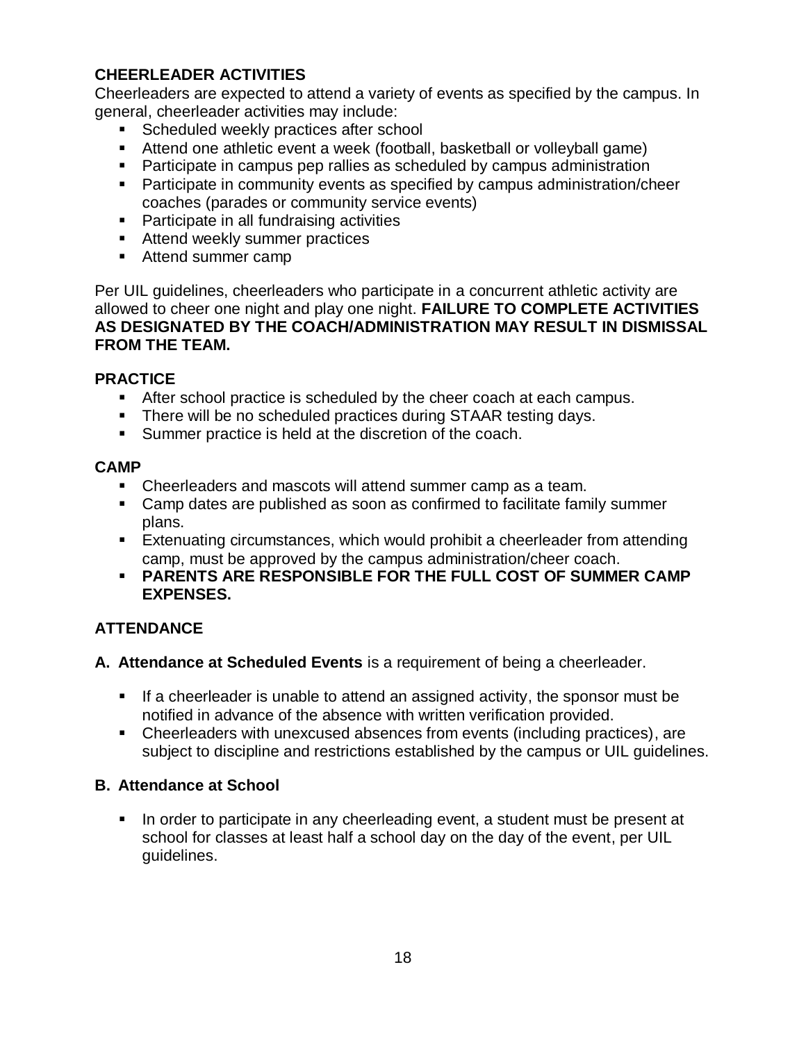## CHEERLEADER ACTIVITIES

Cheerleaders are expected to attend a variety of events as specified by the campus. In general, cheerleader activities may include:

- Scheduled weekly practices after school
- Attend one athletic event a week (football, basketball or volleyball game)
- Participate in campus pep rallies as scheduled by campus administration
- Participate in community events as specified by campus administration/cheer coaches (parades or community service events)
- Participate in all fundraising activities
- Attend weekly summer practices
- Attend summer camp

Per UIL guidelines, cheerleaders who participate in a concurrent athletic activity are allowed to cheer one night and play one night. **FAILURE TO COMPLETE ACTIVITIES AS DESIGNATED BY THE COACH/ADMINISTRATION MAY RESULT IN DISMISSAL FROM THE TEAM.**

## PRACTICE

- After school practice is scheduled by the cheer coach at each campus.
- There will be no scheduled practices during STAAR testing days.
- Summer practice is held at the discretion of the coach.

## CAMP

- Cheerleaders and mascots will attend summer camp as a team.
- Camp dates are published as soon as confirmed to facilitate family summer plans.
- Extenuating circumstances, which would prohibit a cheerleader from attending camp, must be approved by the campus administration/cheer coach.
- **PARENTS ARE RESPONSIBLE FOR THE FULL COST OF SUMMER CAMP EXPENSES.**

## ATTENDANCE

**A. Attendance at Scheduled Events** is a requirement of being a cheerleader.

- If a cheerleader is unable to attend an assigned activity, the sponsor must be notified in advance of the absence with written verification provided.
- Cheerleaders with unexcused absences from events (including practices), are subject to discipline and restrictions established by the campus or UIL guidelines.

**B. Attendance at School**

- In order to participate in any cheerleading event, a student must be present at school for classes at least half a school day on the day of the event, per UIL guidelines.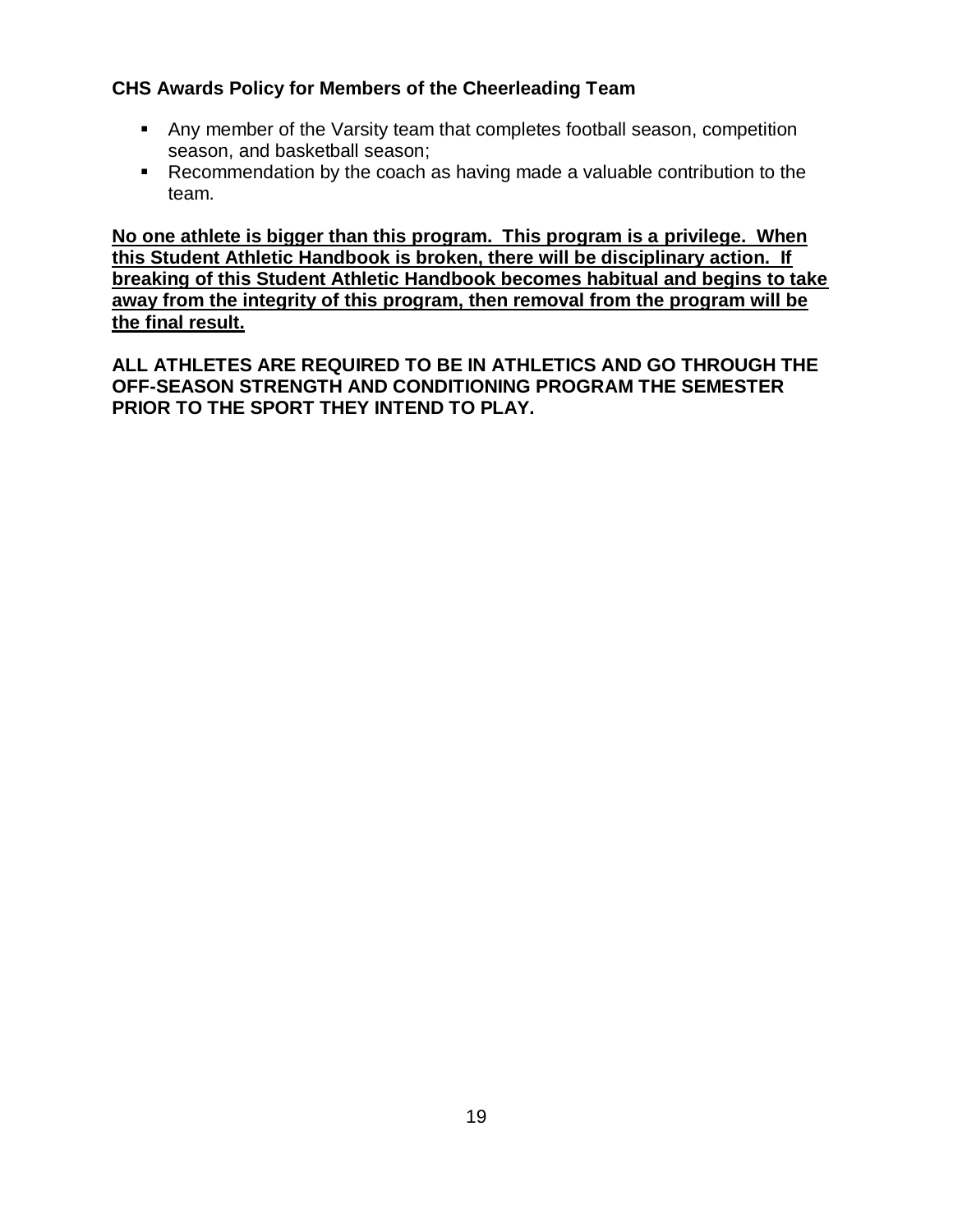**CHS Awards Policy for Members of the Cheerleading Team**

- Any member of the Varsity team that completes football season, competition season, and basketball season;
- Recommendation by the coach as having made a valuable contribution to the team.

<u>**No one athlete is bigger than this program. This program is a privilege. When this Student Athletic Handbook is broken, there will be disciplinary action. If breaking of this Student Athletic Handbook becomes habitual and begins to take away from the integrity of this program, then removal from the program will be the final result.**</u>

**ALL ATHLETES ARE REQUIRED TO BE IN ATHLETICS AND GO THROUGH THE OFF-SEASON STRENGTH AND CONDITIONING PROGRAM THE SEMESTER PRIOR TO THE SPORT THEY INTEND TO PLAY.**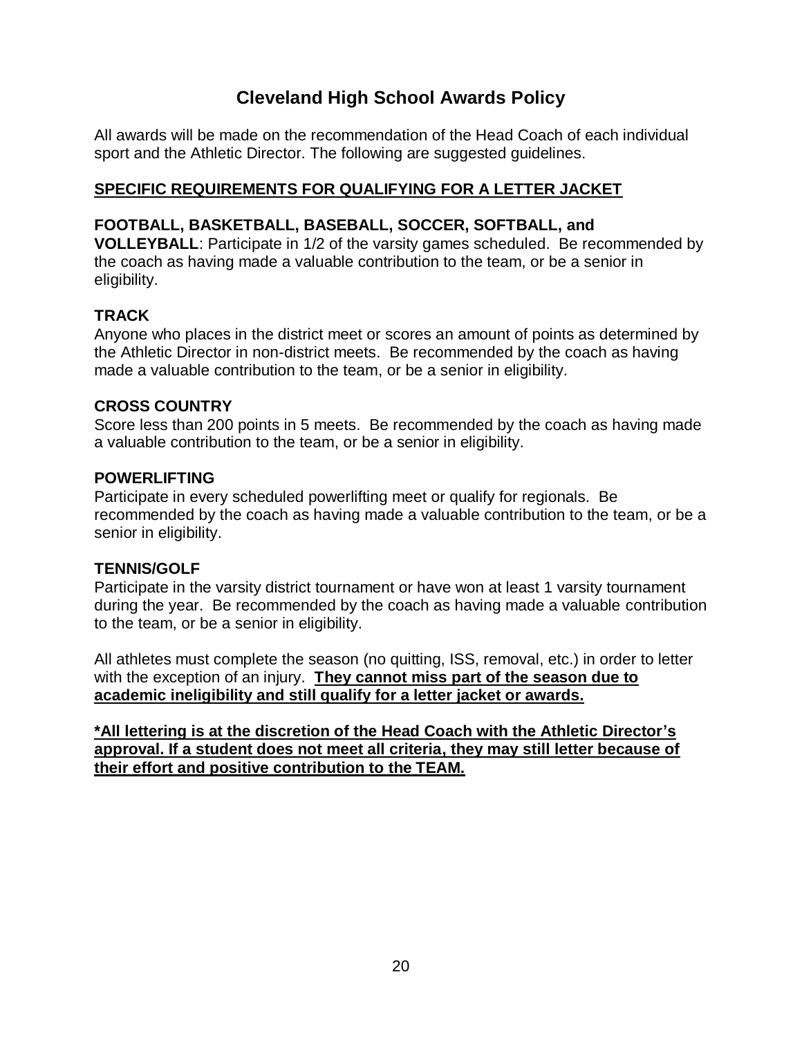# Cleveland High School Awards Policy

All awards will be made on the recommendation of the Head Coach of each individual sport and the Athletic Director. The following are suggested guidelines.

## <u>SPECIFIC REQUIREMENTS FOR QUALIFYING FOR A LETTER JACKET</u>

**FOOTBALL, BASKETBALL, BASEBALL, SOCCER, SOFTBALL, and VOLLEYBALL**: Participate in 1/2 of the varsity games scheduled. Be recommended by the coach as having made a valuable contribution to the team, or be a senior in eligibility.

### TRACK

Anyone who places in the district meet or scores an amount of points as determined by the Athletic Director in non-district meets. Be recommended by the coach as having made a valuable contribution to the team, or be a senior in eligibility.

### CROSS COUNTRY

Score less than 200 points in 5 meets. Be recommended by the coach as having made a valuable contribution to the team, or be a senior in eligibility.

### POWERLIFTING

Participate in every scheduled powerlifting meet or qualify for regionals. Be recommended by the coach as having made a valuable contribution to the team, or be a senior in eligibility.

### TENNIS/GOLF

Participate in the varsity district tournament or have won at least 1 varsity tournament during the year. Be recommended by the coach as having made a valuable contribution to the team, or be a senior in eligibility.

All athletes must complete the season (no quitting, ISS, removal, etc.) in order to letter with the exception of an injury. **<u>They cannot miss part of the season due to academic ineligibility and still qualify for a letter jacket or awards.</u>**

**<u>*All lettering is at the discretion of the Head Coach with the Athletic Director's approval. If a student does not meet all criteria, they may still letter because of their effort and positive contribution to the TEAM.</u>**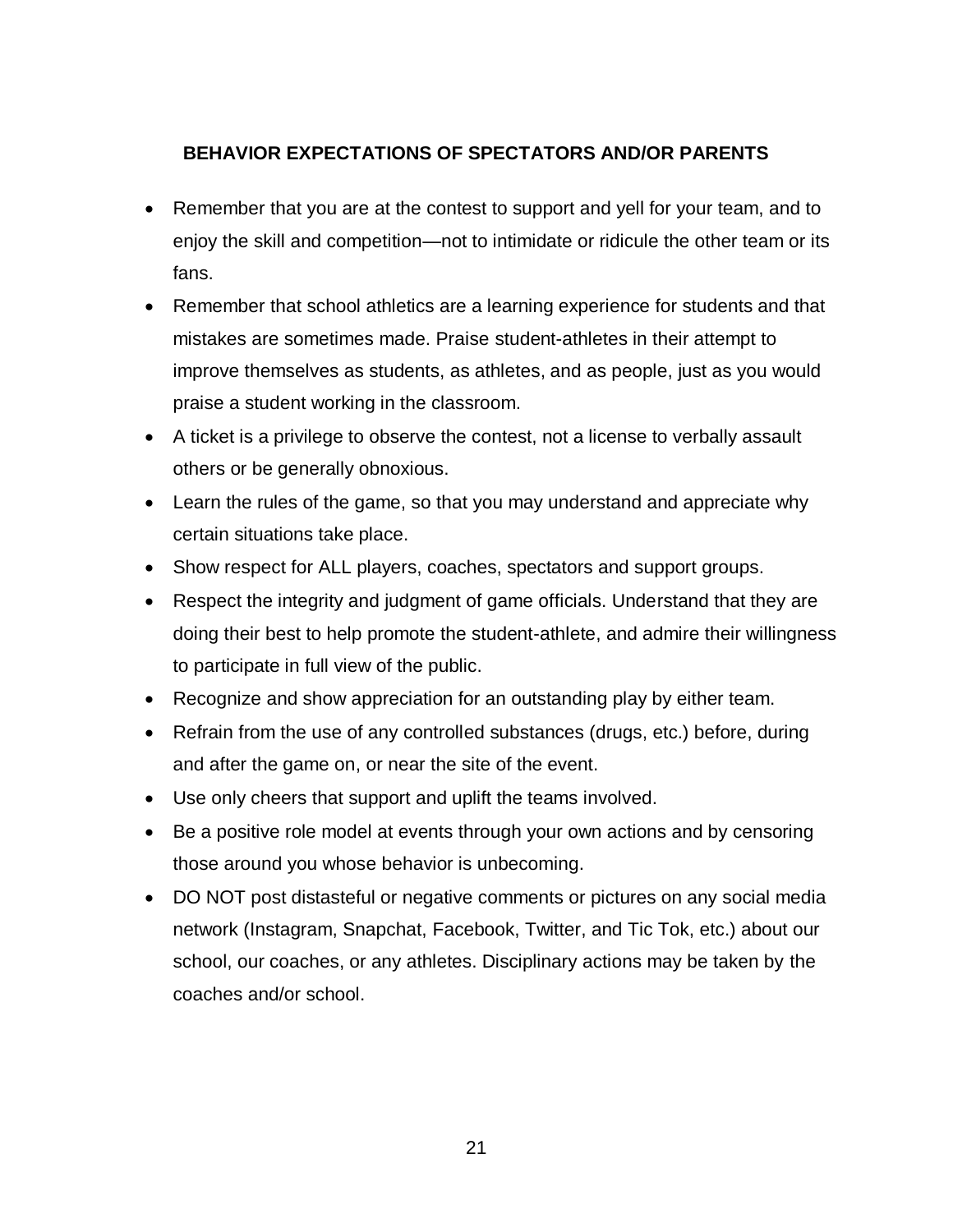## BEHAVIOR EXPECTATIONS OF SPECTATORS AND/OR PARENTS

- Remember that you are at the contest to support and yell for your team, and to enjoy the skill and competition—not to intimidate or ridicule the other team or its fans.
- Remember that school athletics are a learning experience for students and that mistakes are sometimes made. Praise student-athletes in their attempt to improve themselves as students, as athletes, and as people, just as you would praise a student working in the classroom.
- A ticket is a privilege to observe the contest, not a license to verbally assault others or be generally obnoxious.
- Learn the rules of the game, so that you may understand and appreciate why certain situations take place.
- Show respect for ALL players, coaches, spectators and support groups.
- Respect the integrity and judgment of game officials. Understand that they are doing their best to help promote the student-athlete, and admire their willingness to participate in full view of the public.
- Recognize and show appreciation for an outstanding play by either team.
- Refrain from the use of any controlled substances (drugs, etc.) before, during and after the game on, or near the site of the event.
- Use only cheers that support and uplift the teams involved.
- Be a positive role model at events through your own actions and by censoring those around you whose behavior is unbecoming.
- DO NOT post distasteful or negative comments or pictures on any social media network (Instagram, Snapchat, Facebook, Twitter, and Tic Tok, etc.) about our school, our coaches, or any athletes. Disciplinary actions may be taken by the coaches and/or school.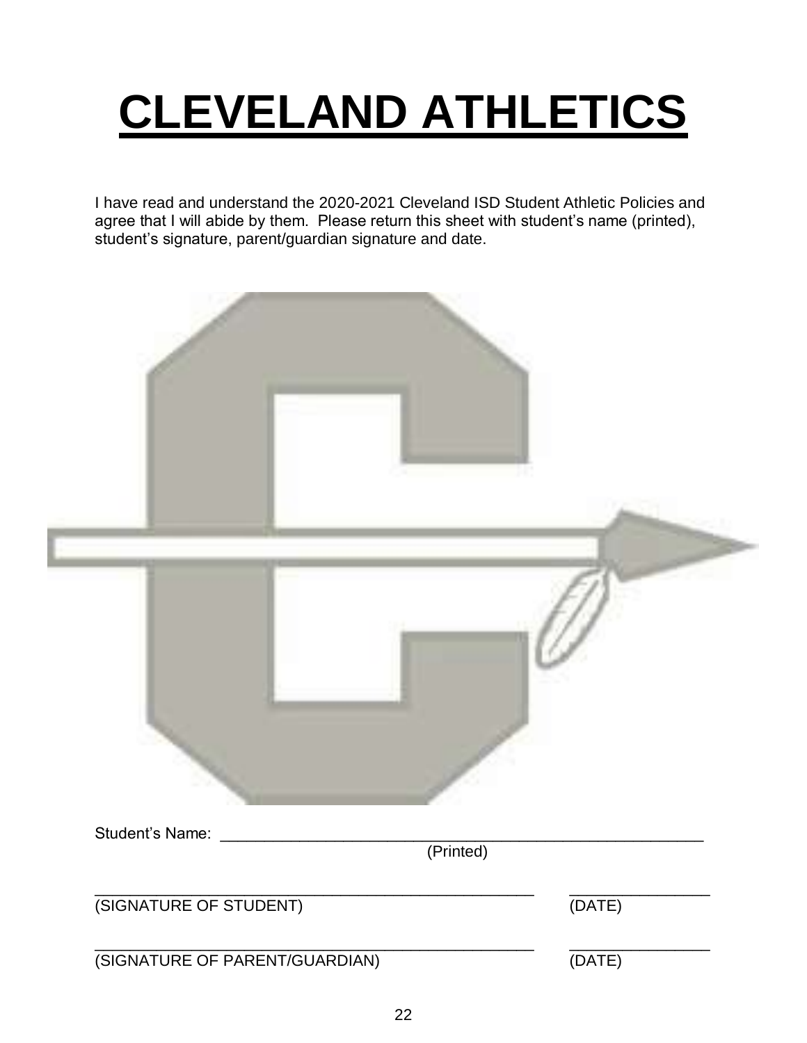# **CLEVELAND ATHLETICS**

I have read and understand the 2020-2021 Cleveland ISD Student Athletic Policies and agree that I will abide by them. Please return this sheet with student's name (printed), student's signature, parent/guardian signature and date.

Student's Name: ___________________________________________________________
(Printed)

_____________________________________________________ _________________
(SIGNATURE OF STUDENT) (DATE)

_____________________________________________________ _________________
(SIGNATURE OF PARENT/GUARDIAN) (DATE)